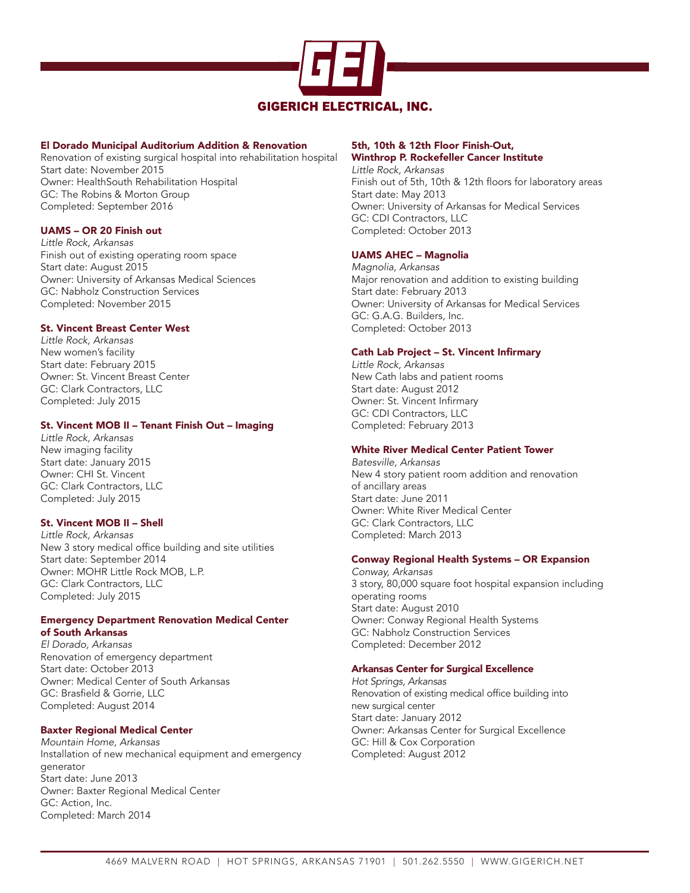# GIGERICH ELECTRICAL, INC.

### El Dorado Municipal Auditorium Addition & Renovation

Renovation of existing surgical hospital into rehabilitation hospital
Start date: November 2015
Owner: HealthSouth Rehabilitation Hospital
GC: The Robins & Morton Group
Completed: September 2016

### UAMS – OR 20 Finish out

*Little Rock, Arkansas*
Finish out of existing operating room space
Start date: August 2015
Owner: University of Arkansas Medical Sciences
GC: Nabholz Construction Services
Completed: November 2015

### St. Vincent Breast Center West

*Little Rock, Arkansas*
New women's facility
Start date: February 2015
Owner: St. Vincent Breast Center
GC: Clark Contractors, LLC
Completed: July 2015

### St. Vincent MOB II – Tenant Finish Out – Imaging

*Little Rock, Arkansas*
New imaging facility
Start date: January 2015
Owner: CHI St. Vincent
GC: Clark Contractors, LLC
Completed: July 2015

### St. Vincent MOB II – Shell

*Little Rock, Arkansas*
New 3 story medical office building and site utilities
Start date: September 2014
Owner: MOHR Little Rock MOB, L.P.
GC: Clark Contractors, LLC
Completed: July 2015

### Emergency Department Renovation Medical Center of South Arkansas

*El Dorado, Arkansas*
Renovation of emergency department
Start date: October 2013
Owner: Medical Center of South Arkansas
GC: Brasfield & Gorrie, LLC
Completed: August 2014

### Baxter Regional Medical Center

*Mountain Home, Arkansas*
Installation of new mechanical equipment and emergency generator
Start date: June 2013
Owner: Baxter Regional Medical Center
GC: Action, Inc.
Completed: March 2014

### 5th, 10th & 12th Floor Finish-Out, Winthrop P. Rockefeller Cancer Institute

*Little Rock, Arkansas*
Finish out of 5th, 10th & 12th floors for laboratory areas
Start date: May 2013
Owner: University of Arkansas for Medical Services
GC: CDI Contractors, LLC
Completed: October 2013

### UAMS AHEC – Magnolia

*Magnolia, Arkansas*
Major renovation and addition to existing building
Start date: February 2013
Owner: University of Arkansas for Medical Services
GC: G.A.G. Builders, Inc.
Completed: October 2013

### Cath Lab Project – St. Vincent Infirmary

*Little Rock, Arkansas*
New Cath labs and patient rooms
Start date: August 2012
Owner: St. Vincent Infirmary
GC: CDI Contractors, LLC
Completed: February 2013

### White River Medical Center Patient Tower

*Batesville, Arkansas*
New 4 story patient room addition and renovation of ancillary areas
Start date: June 2011
Owner: White River Medical Center
GC: Clark Contractors, LLC
Completed: March 2013

### Conway Regional Health Systems – OR Expansion

*Conway, Arkansas*
3 story, 80,000 square foot hospital expansion including operating rooms
Start date: August 2010
Owner: Conway Regional Health Systems
GC: Nabholz Construction Services
Completed: December 2012

### Arkansas Center for Surgical Excellence

*Hot Springs, Arkansas*
Renovation of existing medical office building into new surgical center
Start date: January 2012
Owner: Arkansas Center for Surgical Excellence
GC: Hill & Cox Corporation
Completed: August 2012

4669 MALVERN ROAD | HOT SPRINGS, ARKANSAS 71901 | 501.262.5550 | WWW.GIGERICH.NET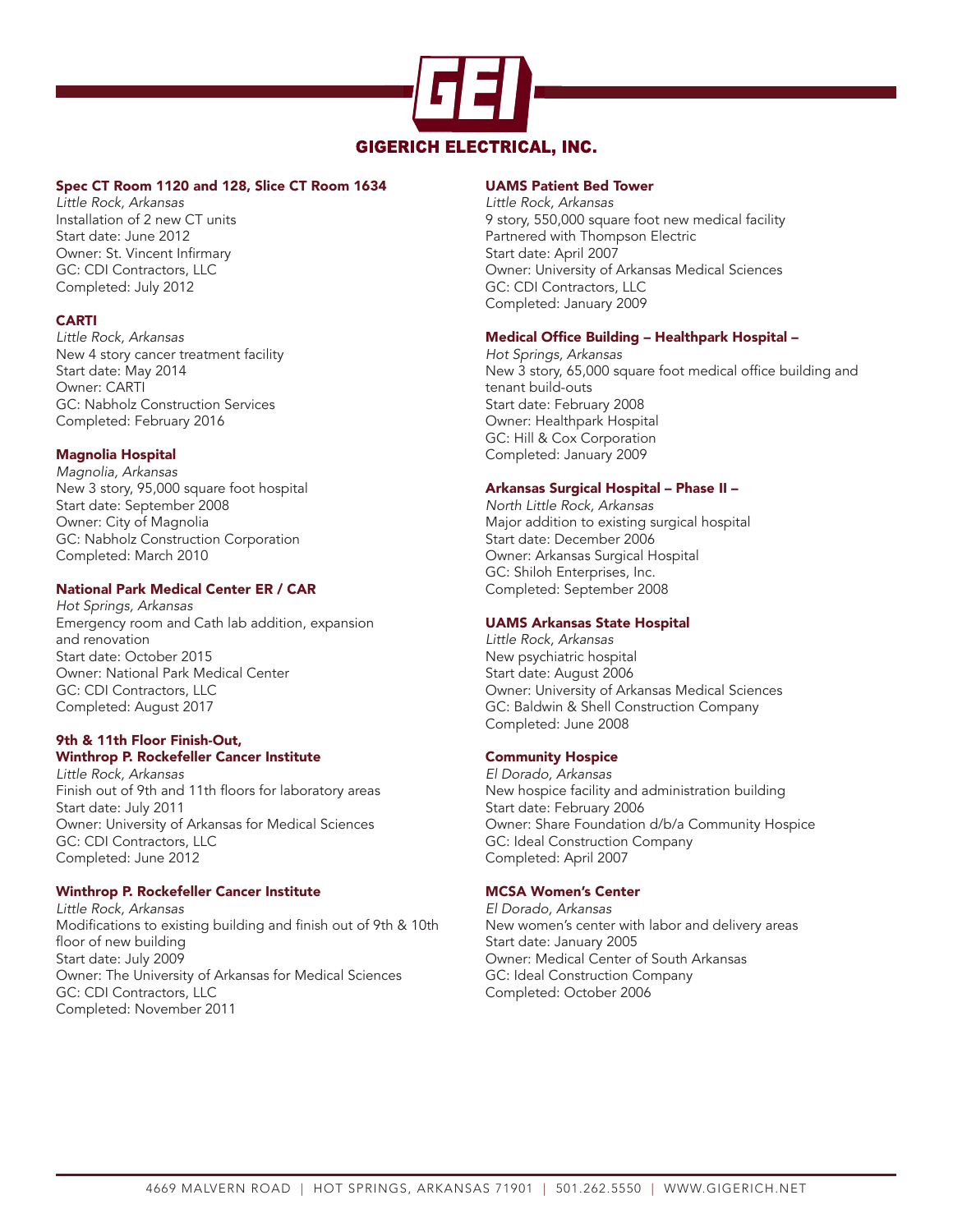GEI

GIGERICH ELECTRICAL, INC.

### Spec CT Room 1120 and 128, Slice CT Room 1634

*Little Rock, Arkansas*
Installation of 2 new CT units
Start date: June 2012
Owner: St. Vincent Infirmary
GC: CDI Contractors, LLC
Completed: July 2012

### CARTI

*Little Rock, Arkansas*
New 4 story cancer treatment facility
Start date: May 2014
Owner: CARTI
GC: Nabholz Construction Services
Completed: February 2016

### Magnolia Hospital

*Magnolia, Arkansas*
New 3 story, 95,000 square foot hospital
Start date: September 2008
Owner: City of Magnolia
GC: Nabholz Construction Corporation
Completed: March 2010

### National Park Medical Center ER / CAR

*Hot Springs, Arkansas*
Emergency room and Cath lab addition, expansion and renovation
Start date: October 2015
Owner: National Park Medical Center
GC: CDI Contractors, LLC
Completed: August 2017

### 9th & 11th Floor Finish-Out, Winthrop P. Rockefeller Cancer Institute

*Little Rock, Arkansas*
Finish out of 9th and 11th floors for laboratory areas
Start date: July 2011
Owner: University of Arkansas for Medical Sciences
GC: CDI Contractors, LLC
Completed: June 2012

### Winthrop P. Rockefeller Cancer Institute

*Little Rock, Arkansas*
Modifications to existing building and finish out of 9th & 10th floor of new building
Start date: July 2009
Owner: The University of Arkansas for Medical Sciences
GC: CDI Contractors, LLC
Completed: November 2011

### UAMS Patient Bed Tower

*Little Rock, Arkansas*
9 story, 550,000 square foot new medical facility
Partnered with Thompson Electric
Start date: April 2007
Owner: University of Arkansas Medical Sciences
GC: CDI Contractors, LLC
Completed: January 2009

### Medical Office Building – Healthpark Hospital –

*Hot Springs, Arkansas*
New 3 story, 65,000 square foot medical office building and tenant build-outs
Start date: February 2008
Owner: Healthpark Hospital
GC: Hill & Cox Corporation
Completed: January 2009

### Arkansas Surgical Hospital – Phase II –

*North Little Rock, Arkansas*
Major addition to existing surgical hospital
Start date: December 2006
Owner: Arkansas Surgical Hospital
GC: Shiloh Enterprises, Inc.
Completed: September 2008

### UAMS Arkansas State Hospital

*Little Rock, Arkansas*
New psychiatric hospital
Start date: August 2006
Owner: University of Arkansas Medical Sciences
GC: Baldwin & Shell Construction Company
Completed: June 2008

### Community Hospice

*El Dorado, Arkansas*
New hospice facility and administration building
Start date: February 2006
Owner: Share Foundation d/b/a Community Hospice
GC: Ideal Construction Company
Completed: April 2007

### MCSA Women's Center

*El Dorado, Arkansas*
New women's center with labor and delivery areas
Start date: January 2005
Owner: Medical Center of South Arkansas
GC: Ideal Construction Company
Completed: October 2006

4669 MALVERN ROAD | HOT SPRINGS, ARKANSAS 71901 | 501.262.5550 | WWW.GIGERICH.NET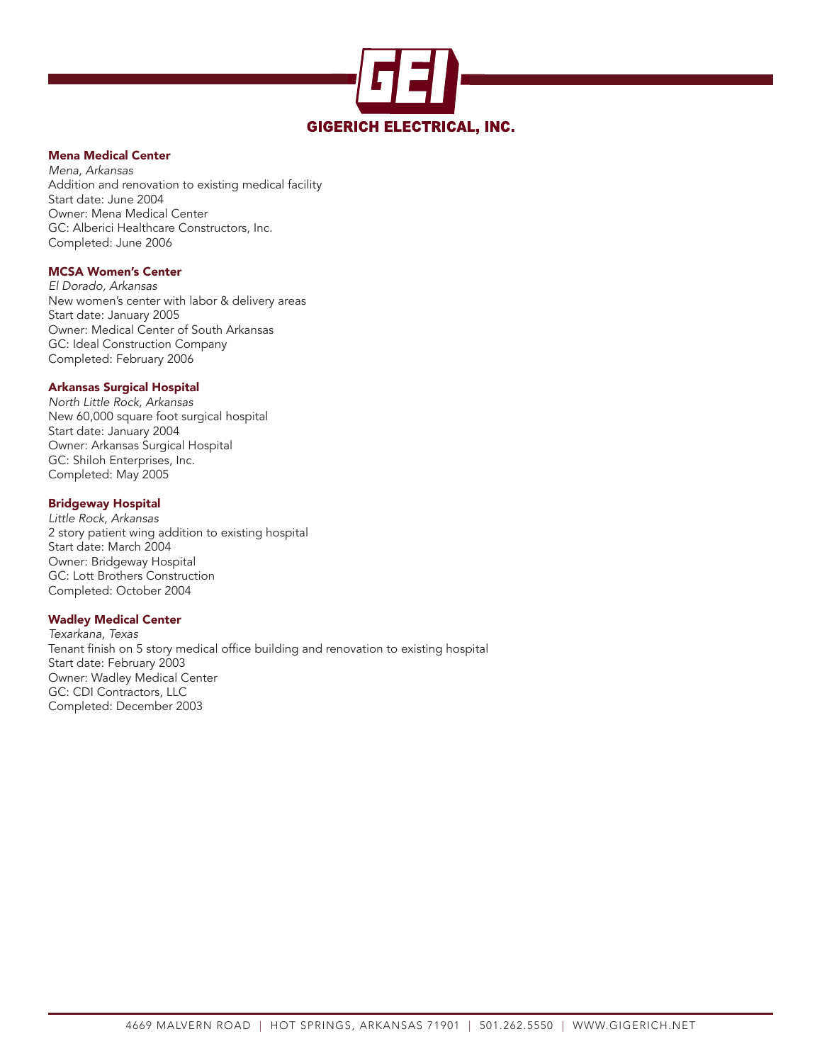### Mena Medical Center

*Mena, Arkansas*
Addition and renovation to existing medical facility
Start date: June 2004
Owner: Mena Medical Center
GC: Alberici Healthcare Constructors, Inc.
Completed: June 2006

### MCSA Women's Center

*El Dorado, Arkansas*
New women's center with labor & delivery areas
Start date: January 2005
Owner: Medical Center of South Arkansas
GC: Ideal Construction Company
Completed: February 2006

### Arkansas Surgical Hospital

*North Little Rock, Arkansas*
New 60,000 square foot surgical hospital
Start date: January 2004
Owner: Arkansas Surgical Hospital
GC: Shiloh Enterprises, Inc.
Completed: May 2005

### Bridgeway Hospital

*Little Rock, Arkansas*
2 story patient wing addition to existing hospital
Start date: March 2004
Owner: Bridgeway Hospital
GC: Lott Brothers Construction
Completed: October 2004

### Wadley Medical Center

*Texarkana, Texas*
Tenant finish on 5 story medical office building and renovation to existing hospital
Start date: February 2003
Owner: Wadley Medical Center
GC: CDI Contractors, LLC
Completed: December 2003